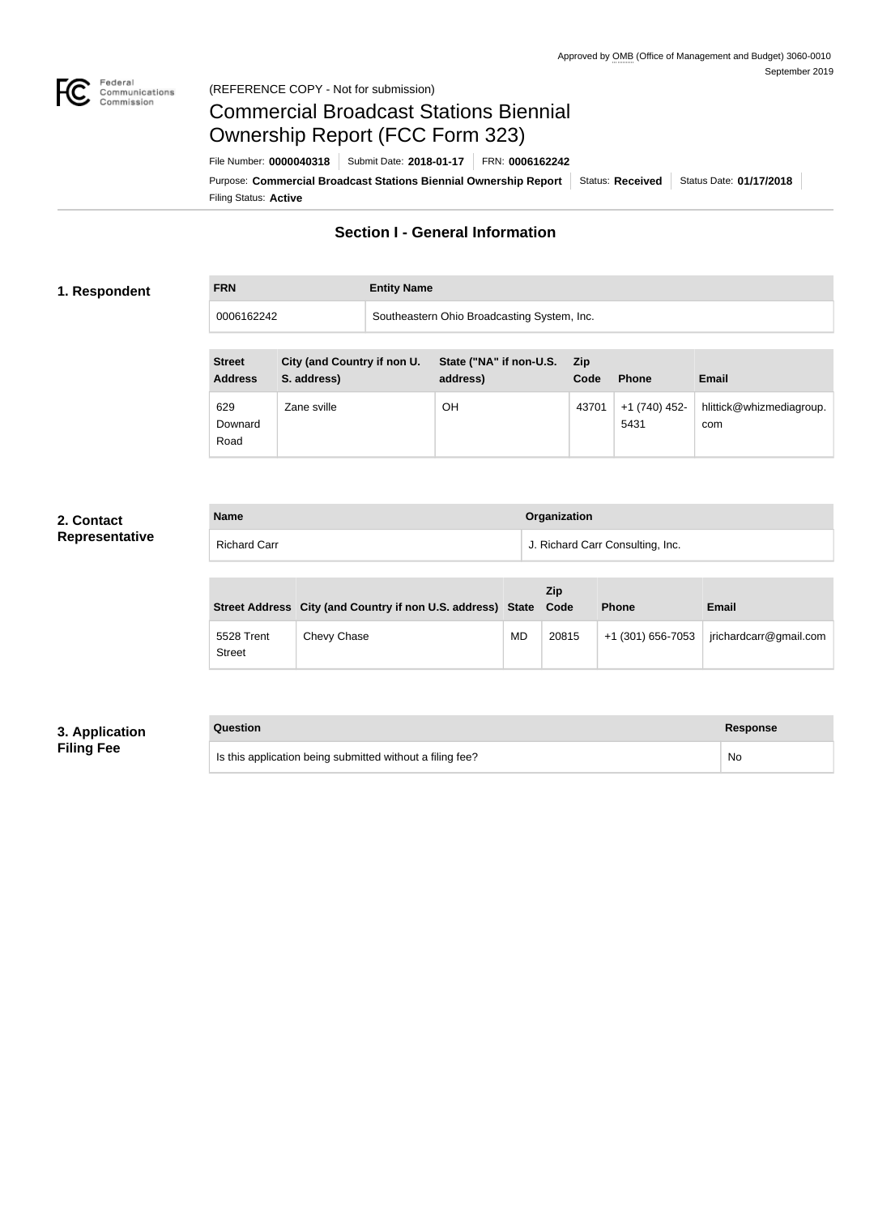Approved by OMB (Office of Management and Budget) 3060-0010
September 2019

(REFERENCE COPY - Not for submission)

# Commercial Broadcast Stations Biennial Ownership Report (FCC Form 323)

File Number: **0000040318** | Submit Date: **2018-01-17** | FRN: **0006162242**

Purpose: **Commercial Broadcast Stations Biennial Ownership Report** | Status: **Received** | Status Date: **01/17/2018**

Filing Status: **Active**

## Section I - General Information

### 1. Respondent

| FRN | Entity Name |
| --- | --- |
| 0006162242 | Southeastern Ohio Broadcasting System, Inc. |

| Street Address | City (and Country if non U. S. address) | State ("NA" if non-U.S. address) | Zip Code | Phone | Email |
| --- | --- | --- | --- | --- | --- |
| 629 Downard Road | Zane sville | OH | 43701 | +1 (740) 452-5431 | hlittick@whizmediagroup.com |

### 2. Contact Representative

| Name | Organization |
| --- | --- |
| Richard Carr | J. Richard Carr Consulting, Inc. |

| Street Address | City (and Country if non U.S. address) | State | Zip Code | Phone | Email |
| --- | --- | --- | --- | --- | --- |
| 5528 Trent Street | Chevy Chase | MD | 20815 | +1 (301) 656-7053 | jrichardcarr@gmail.com |

### 3. Application Filing Fee

| Question | Response |
| --- | --- |
| Is this application being submitted without a filing fee? | No |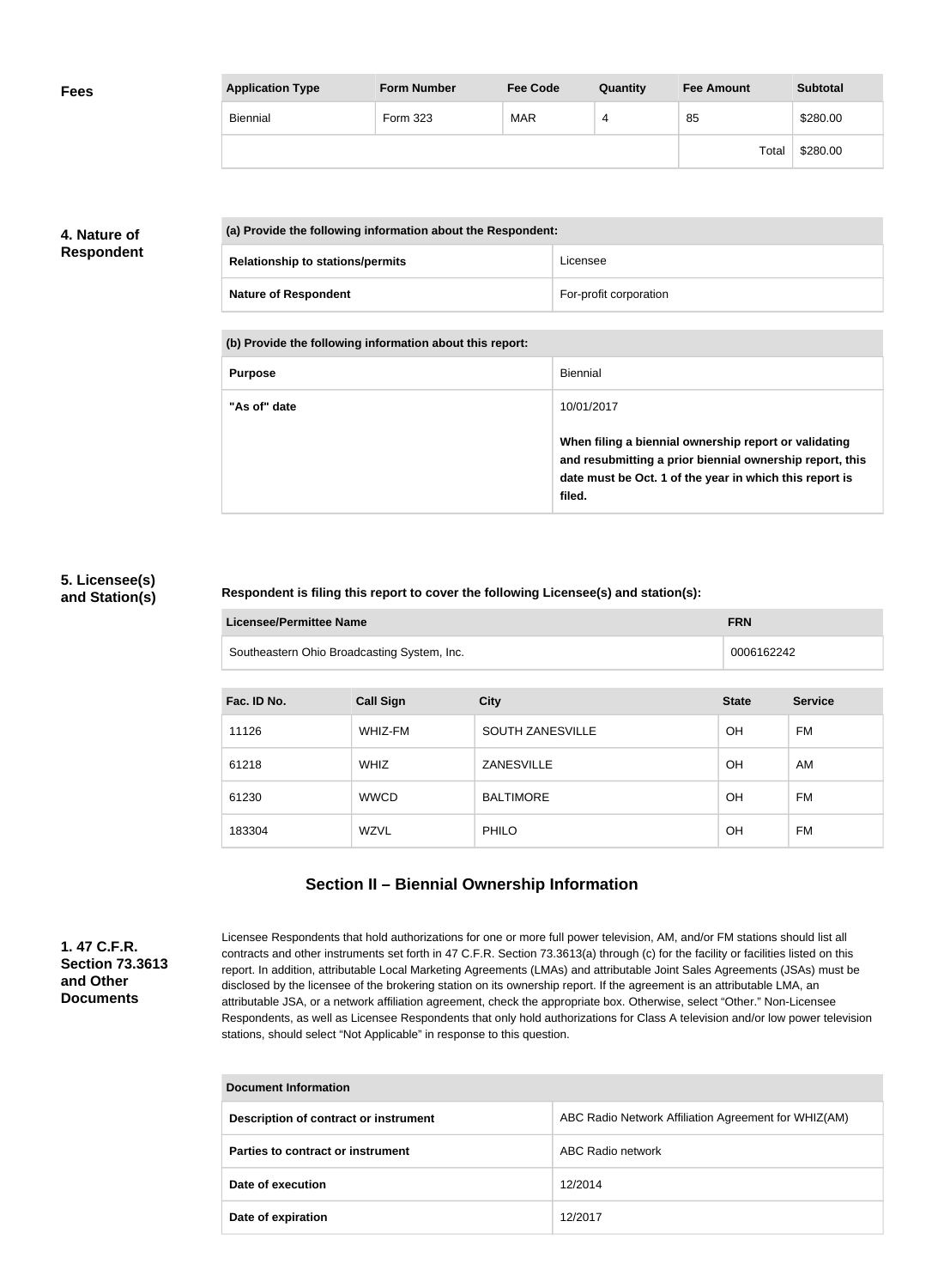## Fees

| Application Type | Form Number | Fee Code | Quantity | Fee Amount | Subtotal |
|---|---|---|---|---|---|
| Biennial | Form 323 | MAR | 4 | 85 | $280.00 |
| | | | | Total | $280.00 |

## 4. Nature of Respondent

| (a) Provide the following information about the Respondent: | |
|---|---|
| Relationship to stations/permits | Licensee |
| Nature of Respondent | For-profit corporation |

| (b) Provide the following information about this report: | |
|---|---|
| Purpose | Biennial |
| "As of" date | 10/01/2017<br><br>**When filing a biennial ownership report or validating and resubmitting a prior biennial ownership report, this date must be Oct. 1 of the year in which this report is filed.** |

## 5. Licensee(s) and Station(s)

**Respondent is filing this report to cover the following Licensee(s) and station(s):**

| Licensee/Permittee Name | FRN |
|---|---|
| Southeastern Ohio Broadcasting System, Inc. | 0006162242 |

| Fac. ID No. | Call Sign | City | State | Service |
|---|---|---|---|---|
| 11126 | WHIZ-FM | SOUTH ZANESVILLE | OH | FM |
| 61218 | WHIZ | ZANESVILLE | OH | AM |
| 61230 | WWCD | BALTIMORE | OH | FM |
| 183304 | WZVL | PHILO | OH | FM |

# Section II – Biennial Ownership Information

## 1. 47 C.F.R. Section 73.3613 and Other Documents

Licensee Respondents that hold authorizations for one or more full power television, AM, and/or FM stations should list all contracts and other instruments set forth in 47 C.F.R. Section 73.3613(a) through (c) for the facility or facilities listed on this report. In addition, attributable Local Marketing Agreements (LMAs) and attributable Joint Sales Agreements (JSAs) must be disclosed by the licensee of the brokering station on its ownership report. If the agreement is an attributable LMA, an attributable JSA, or a network affiliation agreement, check the appropriate box. Otherwise, select "Other." Non-Licensee Respondents, as well as Licensee Respondents that only hold authorizations for Class A television and/or low power television stations, should select "Not Applicable" in response to this question.

| Document Information | |
|---|---|
| Description of contract or instrument | ABC Radio Network Affiliation Agreement for WHIZ(AM) |
| Parties to contract or instrument | ABC Radio network |
| Date of execution | 12/2014 |
| Date of expiration | 12/2017 |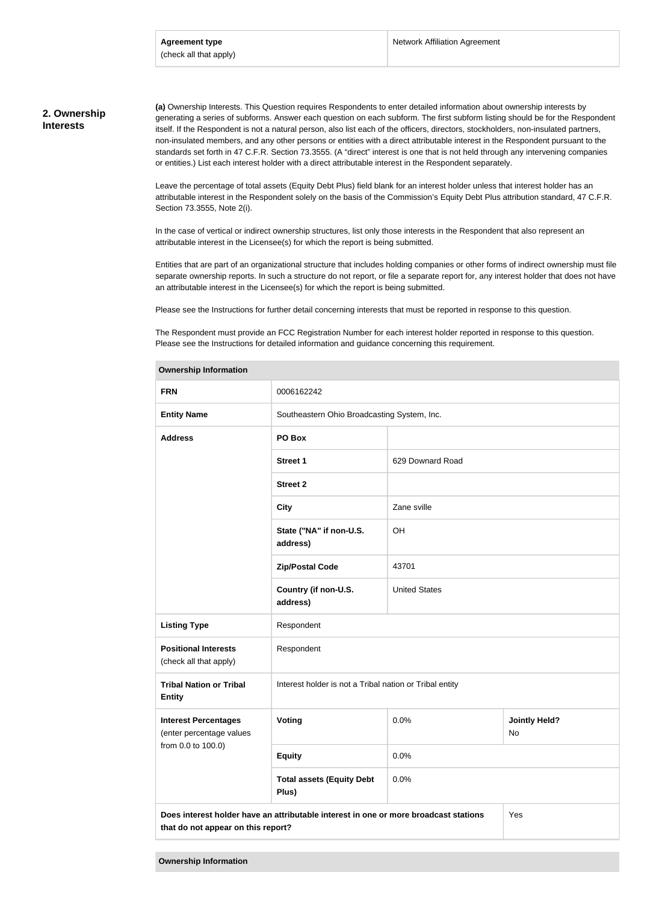| | |
|---|---|
| **Agreement type** (check all that apply) | Network Affiliation Agreement |

## 2. Ownership Interests

**(a)** Ownership Interests. This Question requires Respondents to enter detailed information about ownership interests by generating a series of subforms. Answer each question on each subform. The first subform listing should be for the Respondent itself. If the Respondent is not a natural person, also list each of the officers, directors, stockholders, non-insulated partners, non-insulated members, and any other persons or entities with a direct attributable interest in the Respondent pursuant to the standards set forth in 47 C.F.R. Section 73.3555. (A "direct" interest is one that is not held through any intervening companies or entities.) List each interest holder with a direct attributable interest in the Respondent separately.

Leave the percentage of total assets (Equity Debt Plus) field blank for an interest holder unless that interest holder has an attributable interest in the Respondent solely on the basis of the Commission's Equity Debt Plus attribution standard, 47 C.F.R. Section 73.3555, Note 2(i).

In the case of vertical or indirect ownership structures, list only those interests in the Respondent that also represent an attributable interest in the Licensee(s) for which the report is being submitted.

Entities that are part of an organizational structure that includes holding companies or other forms of indirect ownership must file separate ownership reports. In such a structure do not report, or file a separate report for, any interest holder that does not have an attributable interest in the Licensee(s) for which the report is being submitted.

Please see the Instructions for further detail concerning interests that must be reported in response to this question.

The Respondent must provide an FCC Registration Number for each interest holder reported in response to this question. Please see the Instructions for detailed information and guidance concerning this requirement.

| **Ownership Information** | | | |
|---|---|---|---|
| **FRN** | 0006162242 | | |
| **Entity Name** | Southeastern Ohio Broadcasting System, Inc. | | |
| **Address** | **PO Box** | | |
| | **Street 1** | 629 Downard Road | |
| | **Street 2** | | |
| | **City** | Zane sville | |
| | **State ("NA" if non-U.S. address)** | OH | |
| | **Zip/Postal Code** | 43701 | |
| | **Country (if non-U.S. address)** | United States | |
| **Listing Type** | Respondent | | |
| **Positional Interests** (check all that apply) | Respondent | | |
| **Tribal Nation or Tribal Entity** | Interest holder is not a Tribal nation or Tribal entity | | |
| **Interest Percentages** (enter percentage values from 0.0 to 100.0) | **Voting** | 0.0% | **Jointly Held?** No |
| | **Equity** | 0.0% | |
| | **Total assets (Equity Debt Plus)** | 0.0% | |
| **Does interest holder have an attributable interest in one or more broadcast stations that do not appear on this report?** | | | Yes |

| **Ownership Information** |
|---|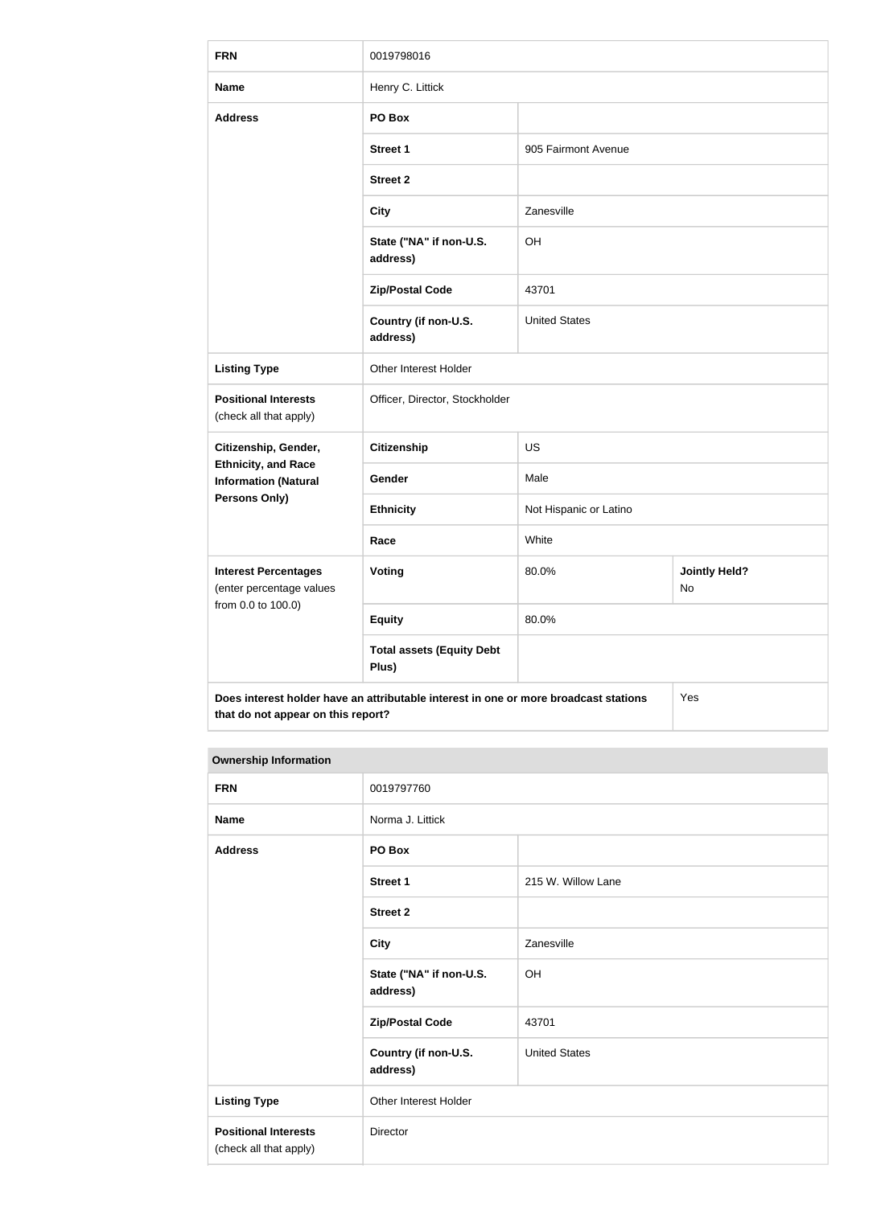| | | | |
|---|---|---|---|
| **FRN** | 0019798016 | | |
| **Name** | Henry C. Littick | | |
| **Address** | **PO Box** | | |
| | **Street 1** | 905 Fairmont Avenue | |
| | **Street 2** | | |
| | **City** | Zanesville | |
| | **State ("NA" if non-U.S. address)** | OH | |
| | **Zip/Postal Code** | 43701 | |
| | **Country (if non-U.S. address)** | United States | |
| **Listing Type** | Other Interest Holder | | |
| **Positional Interests** (check all that apply) | Officer, Director, Stockholder | | |
| **Citizenship, Gender, Ethnicity, and Race Information (Natural Persons Only)** | **Citizenship** | US | |
| | **Gender** | Male | |
| | **Ethnicity** | Not Hispanic or Latino | |
| | **Race** | White | |
| **Interest Percentages** (enter percentage values from 0.0 to 100.0) | **Voting** | 80.0% | **Jointly Held?** No |
| | **Equity** | 80.0% | |
| | **Total assets (Equity Debt Plus)** | | |
| **Does interest holder have an attributable interest in one or more broadcast stations that do not appear on this report?** | | | Yes |

**Ownership Information**

| | | |
|---|---|---|
| **FRN** | 0019797760 | |
| **Name** | Norma J. Littick | |
| **Address** | **PO Box** | |
| | **Street 1** | 215 W. Willow Lane |
| | **Street 2** | |
| | **City** | Zanesville |
| | **State ("NA" if non-U.S. address)** | OH |
| | **Zip/Postal Code** | 43701 |
| | **Country (if non-U.S. address)** | United States |
| **Listing Type** | Other Interest Holder | |
| **Positional Interests** (check all that apply) | Director | |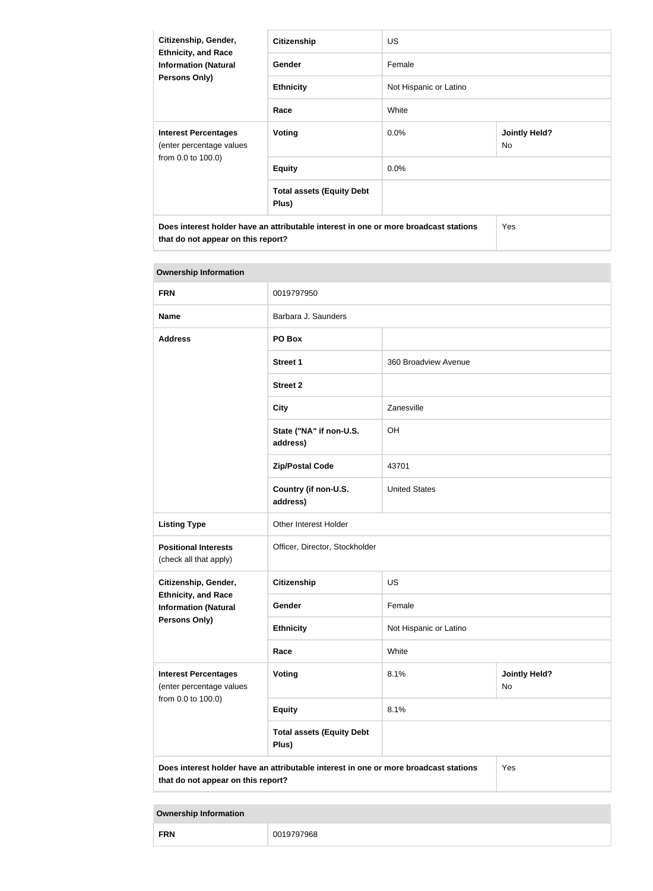| | | | |
|---|---|---|---|
| **Citizenship, Gender, Ethnicity, and Race Information (Natural Persons Only)** | **Citizenship** | US | |
| | **Gender** | Female | |
| | **Ethnicity** | Not Hispanic or Latino | |
| | **Race** | White | |
| **Interest Percentages** (enter percentage values from 0.0 to 100.0) | **Voting** | 0.0% | **Jointly Held?** No |
| | **Equity** | 0.0% | |
| | **Total assets (Equity Debt Plus)** | | |
| **Does interest holder have an attributable interest in one or more broadcast stations that do not appear on this report?** | | | Yes |

**Ownership Information**

| | | | |
|---|---|---|---|
| **FRN** | 0019797950 | | |
| **Name** | Barbara J. Saunders | | |
| **Address** | **PO Box** | | |
| | **Street 1** | 360 Broadview Avenue | |
| | **Street 2** | | |
| | **City** | Zanesville | |
| | **State ("NA" if non-U.S. address)** | OH | |
| | **Zip/Postal Code** | 43701 | |
| | **Country (if non-U.S. address)** | United States | |
| **Listing Type** | Other Interest Holder | | |
| **Positional Interests** (check all that apply) | Officer, Director, Stockholder | | |
| **Citizenship, Gender, Ethnicity, and Race Information (Natural Persons Only)** | **Citizenship** | US | |
| | **Gender** | Female | |
| | **Ethnicity** | Not Hispanic or Latino | |
| | **Race** | White | |
| **Interest Percentages** (enter percentage values from 0.0 to 100.0) | **Voting** | 8.1% | **Jointly Held?** No |
| | **Equity** | 8.1% | |
| | **Total assets (Equity Debt Plus)** | | |
| **Does interest holder have an attributable interest in one or more broadcast stations that do not appear on this report?** | | | Yes |

**Ownership Information**

| | |
|---|---|
| **FRN** | 0019797968 |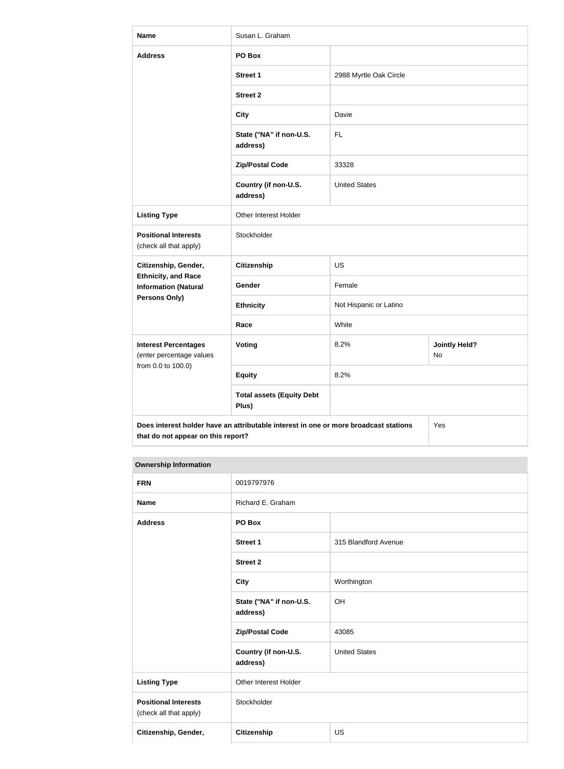| | | | |
|---|---|---|---|
| **Name** | Susan L. Graham | | |
| **Address** | **PO Box** | | |
| | **Street 1** | 2988 Myrtle Oak Circle | |
| | **Street 2** | | |
| | **City** | Davie | |
| | **State ("NA" if non-U.S. address)** | FL | |
| | **Zip/Postal Code** | 33328 | |
| | **Country (if non-U.S. address)** | United States | |
| **Listing Type** | Other Interest Holder | | |
| **Positional Interests** (check all that apply) | Stockholder | | |
| **Citizenship, Gender, Ethnicity, and Race Information (Natural Persons Only)** | **Citizenship** | US | |
| | **Gender** | Female | |
| | **Ethnicity** | Not Hispanic or Latino | |
| | **Race** | White | |
| **Interest Percentages** (enter percentage values from 0.0 to 100.0) | **Voting** | 8.2% | **Jointly Held?** No |
| | **Equity** | 8.2% | |
| | **Total assets (Equity Debt Plus)** | | |
| **Does interest holder have an attributable interest in one or more broadcast stations that do not appear on this report?** | | | Yes |

**Ownership Information**

| | | |
|---|---|---|
| **FRN** | 0019797976 | |
| **Name** | Richard E. Graham | |
| **Address** | **PO Box** | |
| | **Street 1** | 315 Blandford Avenue |
| | **Street 2** | |
| | **City** | Worthington |
| | **State ("NA" if non-U.S. address)** | OH |
| | **Zip/Postal Code** | 43085 |
| | **Country (if non-U.S. address)** | United States |
| **Listing Type** | Other Interest Holder | |
| **Positional Interests** (check all that apply) | Stockholder | |
| **Citizenship, Gender,** | **Citizenship** | US |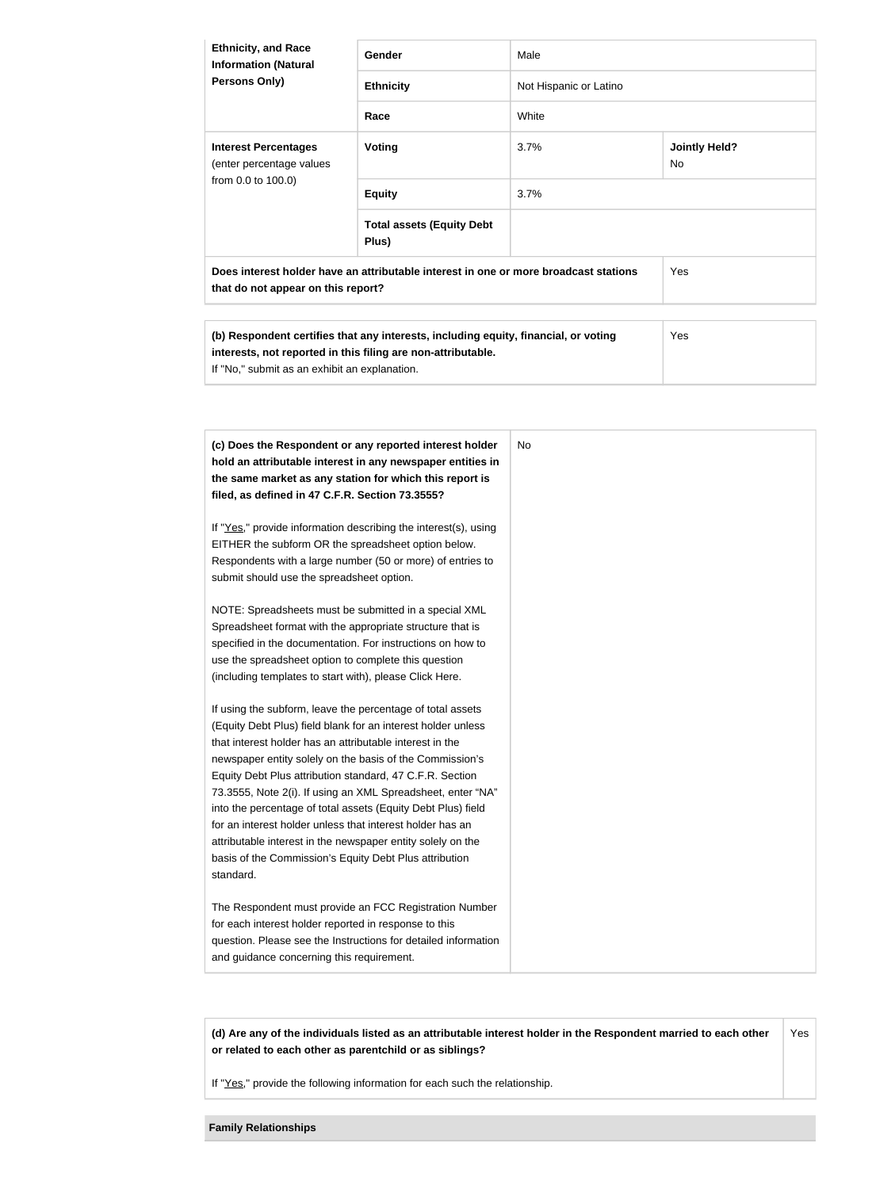| | | | |
|---|---|---|---|
| **Ethnicity, and Race Information (Natural Persons Only)** | **Gender** | Male | |
| | **Ethnicity** | Not Hispanic or Latino | |
| | **Race** | White | |
| **Interest Percentages** (enter percentage values from 0.0 to 100.0) | **Voting** | 3.7% | **Jointly Held?** No |
| | **Equity** | 3.7% | |
| | **Total assets (Equity Debt Plus)** | | |
| **Does interest holder have an attributable interest in one or more broadcast stations that do not appear on this report?** | | | Yes |

| | |
|---|---|
| **(b) Respondent certifies that any interests, including equity, financial, or voting interests, not reported in this filing are non-attributable.** If "No," submit as an exhibit an explanation. | Yes |

| | |
|---|---|
| **(c) Does the Respondent or any reported interest holder hold an attributable interest in any newspaper entities in the same market as any station for which this report is filed, as defined in 47 C.F.R. Section 73.3555?**<br><br>If "Yes," provide information describing the interest(s), using EITHER the subform OR the spreadsheet option below. Respondents with a large number (50 or more) of entries to submit should use the spreadsheet option.<br><br>NOTE: Spreadsheets must be submitted in a special XML Spreadsheet format with the appropriate structure that is specified in the documentation. For instructions on how to use the spreadsheet option to complete this question (including templates to start with), please Click Here.<br><br>If using the subform, leave the percentage of total assets (Equity Debt Plus) field blank for an interest holder unless that interest holder has an attributable interest in the newspaper entity solely on the basis of the Commission's Equity Debt Plus attribution standard, 47 C.F.R. Section 73.3555, Note 2(i). If using an XML Spreadsheet, enter "NA" into the percentage of total assets (Equity Debt Plus) field for an interest holder unless that interest holder has an attributable interest in the newspaper entity solely on the basis of the Commission's Equity Debt Plus attribution standard.<br><br>The Respondent must provide an FCC Registration Number for each interest holder reported in response to this question. Please see the Instructions for detailed information and guidance concerning this requirement. | No |

| | |
|---|---|
| **(d) Are any of the individuals listed as an attributable interest holder in the Respondent married to each other or related to each other as parentchild or as siblings?**<br><br>If "Yes," provide the following information for each such the relationship. | Yes |

**Family Relationships**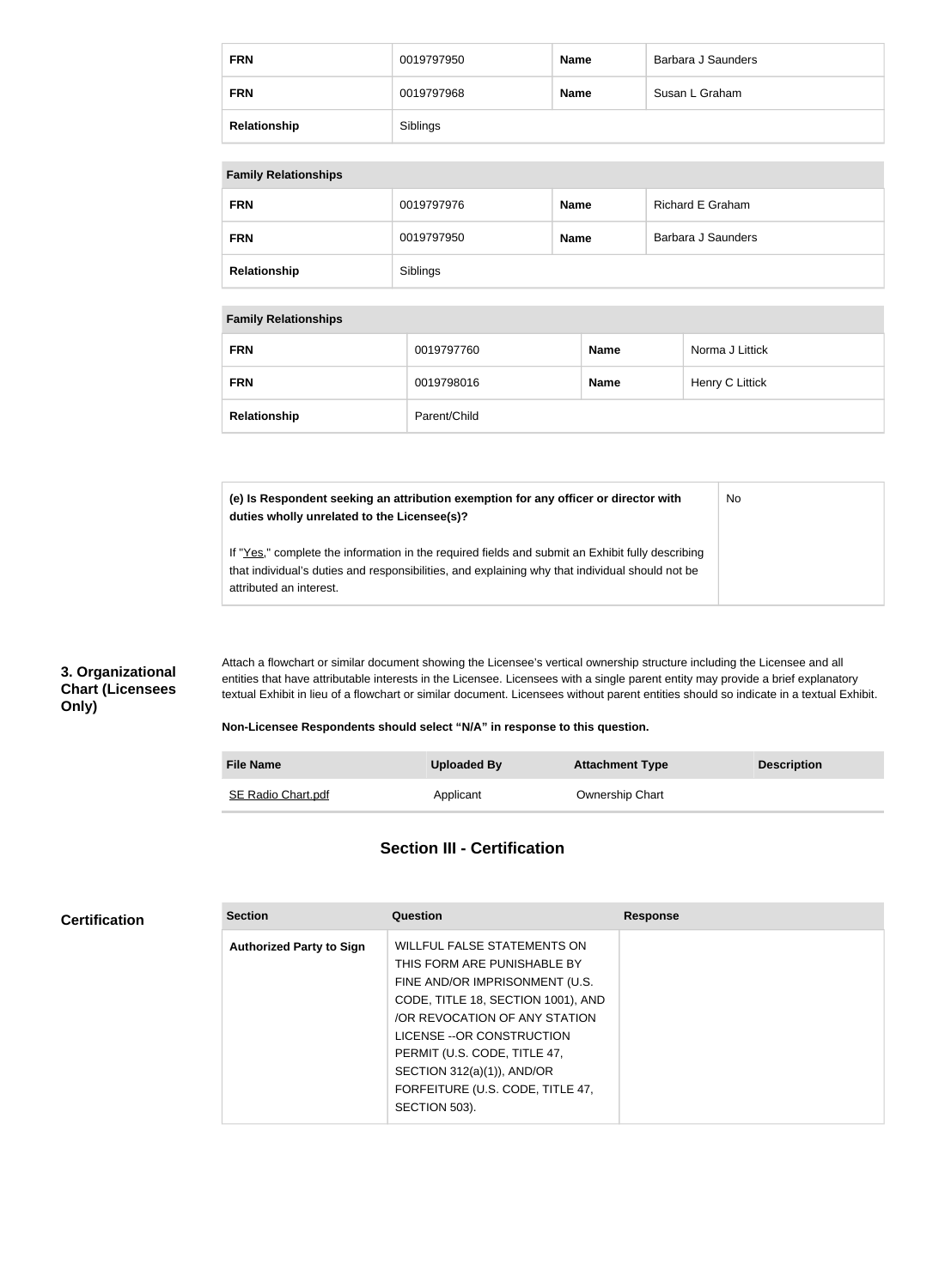| | | | |
|---|---|---|---|
| **FRN** | 0019797950 | **Name** | Barbara J Saunders |
| **FRN** | 0019797968 | **Name** | Susan L Graham |
| **Relationship** | Siblings | | |

| **Family Relationships** | | | |
|---|---|---|---|
| **FRN** | 0019797976 | **Name** | Richard E Graham |
| **FRN** | 0019797950 | **Name** | Barbara J Saunders |
| **Relationship** | Siblings | | |

| **Family Relationships** | | | |
|---|---|---|---|
| **FRN** | 0019797760 | **Name** | Norma J Littick |
| **FRN** | 0019798016 | **Name** | Henry C Littick |
| **Relationship** | Parent/Child | | |

| | |
|---|---|
| **(e) Is Respondent seeking an attribution exemption for any officer or director with duties wholly unrelated to the Licensee(s)?**<br><br>If "Yes," complete the information in the required fields and submit an Exhibit fully describing that individual's duties and responsibilities, and explaining why that individual should not be attributed an interest. | No |

### 3. Organizational Chart (Licensees Only)

Attach a flowchart or similar document showing the Licensee's vertical ownership structure including the Licensee and all entities that have attributable interests in the Licensee. Licensees with a single parent entity may provide a brief explanatory textual Exhibit in lieu of a flowchart or similar document. Licensees without parent entities should so indicate in a textual Exhibit.

**Non-Licensee Respondents should select "N/A" in response to this question.**

| File Name | Uploaded By | Attachment Type | Description |
|---|---|---|---|
| SE Radio Chart.pdf | Applicant | Ownership Chart | |

## Section III - Certification

### Certification

| Section | Question | Response |
|---|---|---|
| **Authorized Party to Sign** | WILLFUL FALSE STATEMENTS ON THIS FORM ARE PUNISHABLE BY FINE AND/OR IMPRISONMENT (U.S. CODE, TITLE 18, SECTION 1001), AND /OR REVOCATION OF ANY STATION LICENSE --OR CONSTRUCTION PERMIT (U.S. CODE, TITLE 47, SECTION 312(a)(1)), AND/OR FORFEITURE (U.S. CODE, TITLE 47, SECTION 503). | |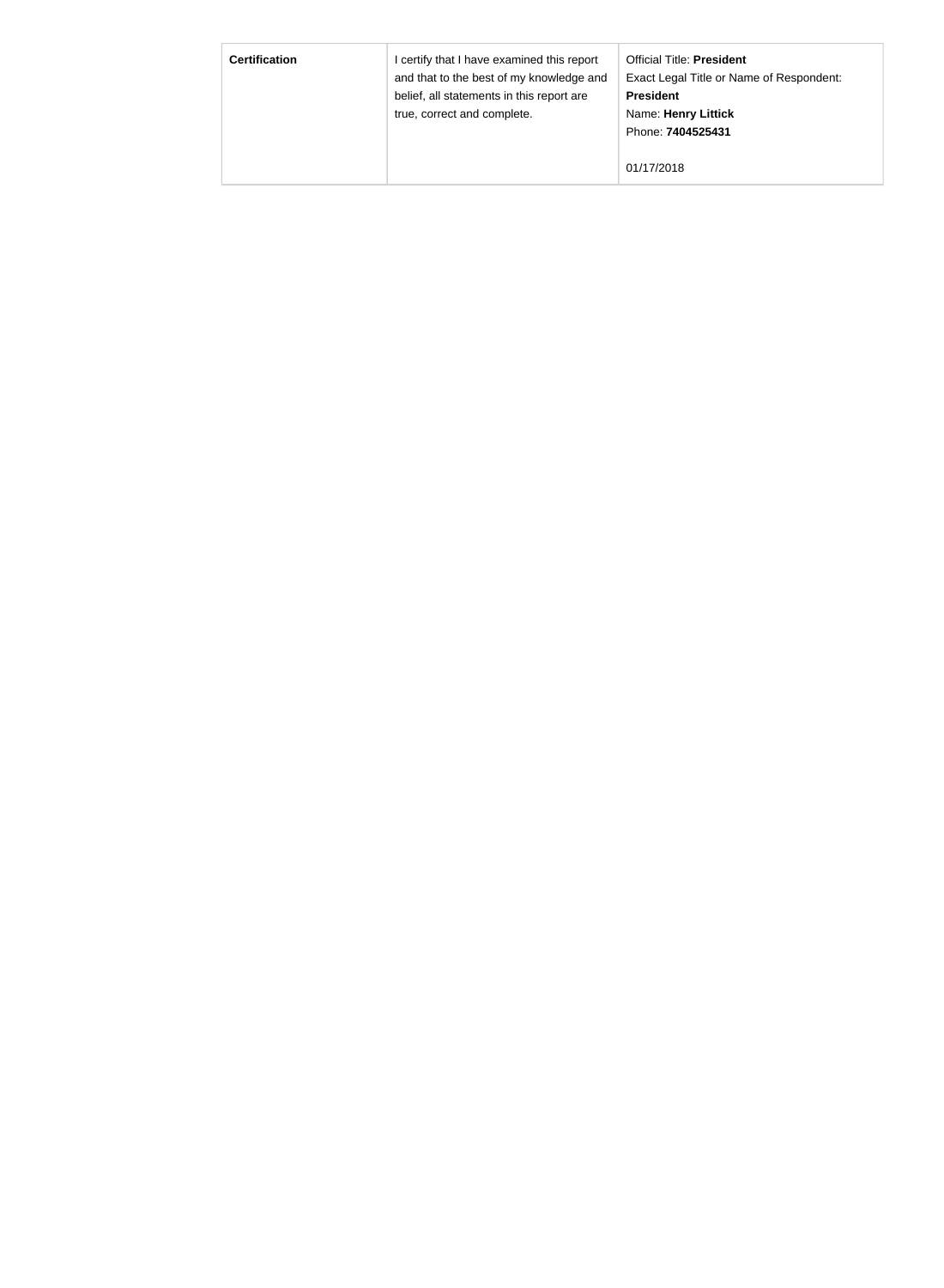| | | |
|---|---|---|
| **Certification** | I certify that I have examined this report and that to the best of my knowledge and belief, all statements in this report are true, correct and complete. | Official Title: **President**<br>Exact Legal Title or Name of Respondent: **President**<br>Name: **Henry Littick**<br>Phone: **7404525431**<br><br>01/17/2018 |